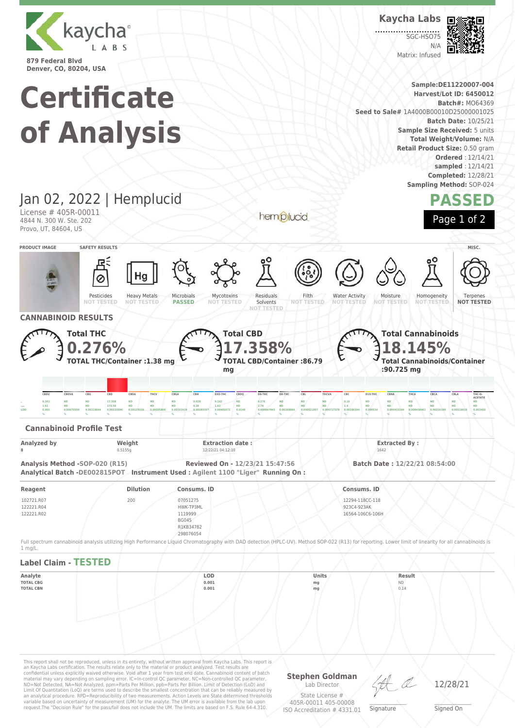Kaycha Labs

SGC-HSO75
N/A
Matrix: Infused

kaycha LABS

879 Federal Blvd
Denver, CO, 80204, USA

# Certificate of Analysis

Sample:DE11220007-004
Harvest/Lot ID: 6450012
Batch#: MO64369
Seed to Sale# 1A4000B00010D25000001025
Batch Date: 10/25/21
Sample Size Received: 5 units
Total Weight/Volume: N/A
Retail Product Size: 0.50 gram
Ordered : 12/14/21
sampled : 12/14/21
Completed: 12/28/21
Sampling Method: SOP-024

## Jan 02, 2022 | Hemplucid

License # 405R-00011
4844 N. 300 W. Ste. 202
Provo, UT, 84604, US

**PASSED**

### SAFETY RESULTS

| Pesticides | Heavy Metals | Microbials | Mycotoxins | Residuals Solvents | Filth | Water Activity | Moisture | Homogeneity | Terpenes (MISC.) |
|---|---|---|---|---|---|---|---|---|---|
| NOT TESTED | NOT TESTED | PASSED | NOT TESTED | NOT TESTED | NOT TESTED | NOT TESTED | NOT TESTED | NOT TESTED | NOT TESTED |

## CANNABINOID RESULTS

**Total THC** 0.276%
TOTAL THC/Container :1.38 mg

**Total CBD** 17.358%
TOTAL CBD/Container :86.79 mg

**Total Cannabinoids** 18.145%
Total Cannabinoids/Container :90.725 mg

| | CBDV | CBDVA | CBG | CBD | CBDA | THCV | CBGA | CBN | EXO-THC | CBDQ | D9-THC | D8-THC | CBL | THCVA | CBC | D10-THC | CBNA | THCA | CBCA | CBLA | THC-O-ACETATE |
|---|---|---|---|---|---|---|---|---|---|---|---|---|---|---|---|---|---|---|---|---|---|
| % | 0.161 | ND | ND | 17.358 | ND | ND | ND | 0.028 | 0.162 | ND | 0.276 | ND | ND | ND | 0.16 | ND | ND | ND | ND | ND | ND |
| mg/g | 1.61 | ND | ND | 173.58 | ND | ND | ND | 0.28 | 1.62 | ND | 2.76 | ND | ND | ND | 1.6 | ND | ND | ND | ND | ND | ND |
| LOD | 0.001 | 0.00070559 | 0.00219044 | 0.00033396 | 0.00125116 | 0.00205806 | 0.00192419 | 0.00180167 | 0.00401071 | 0.0148 | 0.000847965 | 0.00268888 | 0.000921807 | 0.000717378 | 0.00286194 | 0.000534 | 0.000910194 | 0.00045461 | 0.00210199 | 0.00118619 | 0.003403 |
| | % | % | % | % | % | % | % | % | % | % | % | % | % | % | % | % | % | % | % | % | % |

### Cannabinoid Profile Test

| Analyzed by | Weight | Extraction date : | Extracted By : |
|---|---|---|---|
| 8 | 0.5155g | 12/22/21 04:12:10 | 1642 |

**Analysis Method** -SOP-020 (R15) **Reviewed On** - 12/23/21 15:47:56 **Batch Date : 12/22/21 08:54:00**
**Analytical Batch** -DE002815POT **Instrument Used : Agilent 1100 "Liger" Running On :**

| Reagent | Dilution | Consums. ID | Consums. ID |
|---|---|---|---|
| 102721.R07<br>122221.R04<br>122221.R02 | 200 | 07051275<br>HWK-TP3ML<br>1119999<br>BG045<br>R1KB34782<br>298076054 | 12294-118CC-118<br>923C4-923AK<br>16564-106C6-106H |

Full spectrum cannabinoid analysis utilizing High Performance Liquid Chromatography with DAD detection (HPLC-UV). Method SOP-022 (R13) for reporting. Lower limit of linearity for all cannabinoids is 1 mg/L.

### Label Claim - TESTED

| Analyte | LOD | Units | Result |
|---|---|---|---|
| TOTAL CBG | 0.001 | mg | ND |
| TOTAL CBN | 0.001 | mg | 0.14 |

This report shall not be reproduced, in its entirety, without written approval from Kaycha Labs. This report is an Kaycha Labs certification. The results relate only to the material or product analyzed. Test results are confidential unless explicitly waived otherwise. Void after 1 year from test end date. Cannabinoid content of batch material may vary depending on sampling error. IC=In-control QC parameter, NC=Non-controlled QC parameter, ND=Not Detected, NA=Not Analyzed, ppm=Parts Per Million, ppb=Parts Per Billion. Limit of Detection (LoD) and Limit Of Quantitation (LoQ) are terms used to describe the smallest concentration that can be reliably measured by an analytical procedure. RPD=Reproducibility of two measurements. Action Levels are State determined thresholds variable based on uncertainty of measurement (UM) for the analyte. The UM error is available from the lab upon request.The "Decision Rule" for the pass/fail does not include the UM. The limits are based on F.S. Rule 64-4.310.

**Stephen Goldman**
Lab Director
State License #
405R-00011 405-00008
ISO Accreditation # 4331.01

Signature

12/28/21
Signed On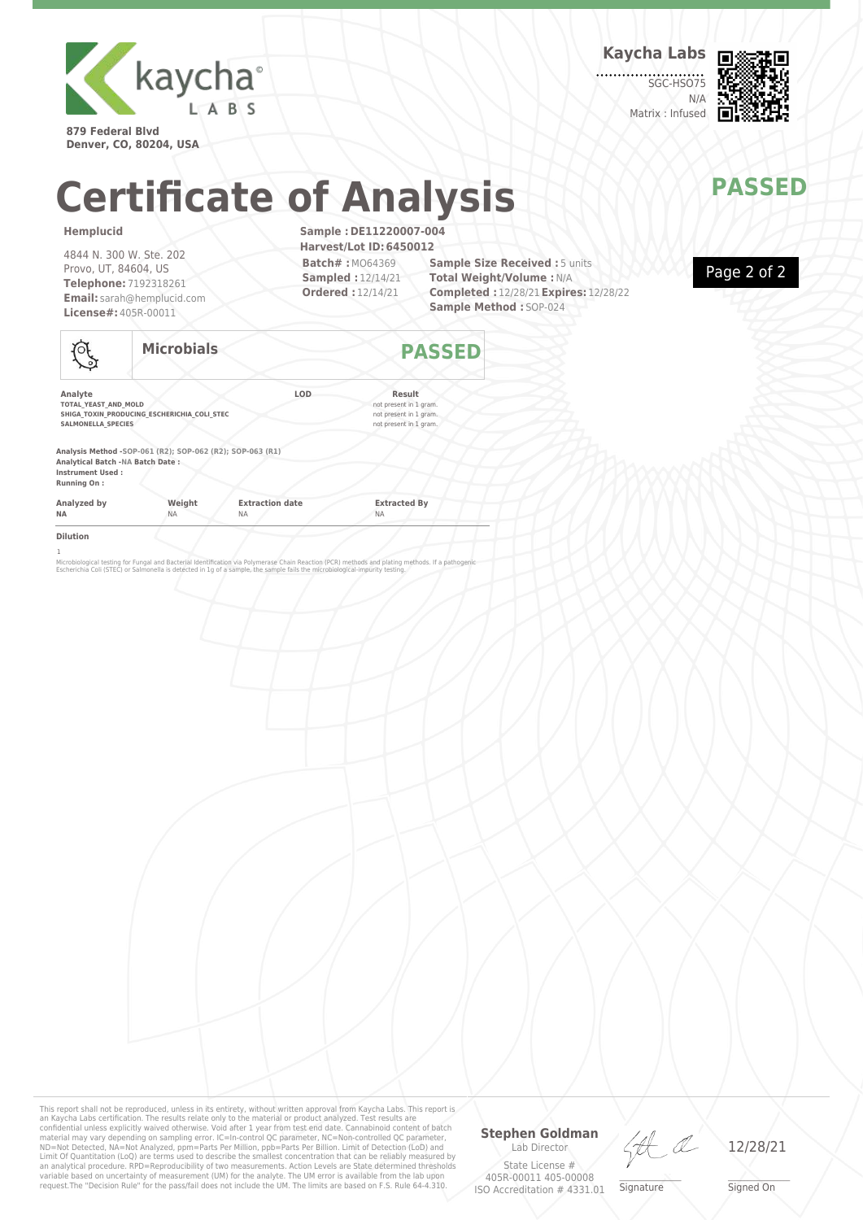**Kaycha Labs**

SGC-HSO75

N/A

Matrix : Infused

879 Federal Blvd
Denver, CO, 80204, USA

# Certificate of Analysis

**PASSED**

**Hemplucid**

4844 N. 300 W. Ste. 202
Provo, UT, 84604, US
**Telephone:** 7192318261
**Email:** sarah@hemplucid.com
**License#:** 405R-00011

**Sample : DE11220007-004**
**Harvest/Lot ID: 6450012**
**Batch# :** MO64369
**Sampled :** 12/14/21
**Ordered :** 12/14/21
**Sample Size Received :** 5 units
**Total Weight/Volume :** N/A
**Completed :** 12/28/21 **Expires:** 12/28/22
**Sample Method :** SOP-024

## Microbials **PASSED**

| Analyte | LOD | Result |
|---|---|---|
| TOTAL_YEAST_AND_MOLD | | not present in 1 gram. |
| SHIGA_TOXIN_PRODUCING_ESCHERICHIA_COLI_STEC | | not present in 1 gram. |
| SALMONELLA_SPECIES | | not present in 1 gram. |

**Analysis Method** -SOP-061 (R2); SOP-062 (R2); SOP-063 (R1)
**Analytical Batch** -NA **Batch Date :**
**Instrument Used :**
**Running On :**

| Analyzed by | Weight | Extraction date | Extracted By |
|---|---|---|---|
| NA | NA | NA | NA |

**Dilution**

1

Microbiological testing for Fungal and Bacterial Identification via Polymerase Chain Reaction (PCR) methods and plating methods. If a pathogenic Escherichia Coli (STEC) or Salmonella is detected in 1g of a sample, the sample fails the microbiological-impurity testing.

This report shall not be reproduced, unless in its entirety, without written approval from Kaycha Labs. This report is an Kaycha Labs certification. The results relate only to the material or product analyzed. Test results are confidential unless explicitly waived otherwise. Void after 1 year from test end date. Cannabinoid content of batch material may vary depending on sampling error. IC=In-control QC parameter, NC=Non-controlled QC parameter, ND=Not Detected, NA=Not Analyzed, ppm=Parts Per Million, ppb=Parts Per Billion. Limit of Detection (LoD) and Limit Of Quantitation (LoQ) are terms used to describe the smallest concentration that can be reliably measured by an analytical procedure. RPD=Reproducibility of two measurements. Action Levels are State determined thresholds variable based on uncertainty of measurement (UM) for the analyte. The UM error is available from the lab upon request.The "Decision Rule" for the pass/fail does not include the UM. The limits are based on F.S. Rule 64-4.310.

**Stephen Goldman**
Lab Director
State License #
405R-00011 405-00008
ISO Accreditation # 4331.01

Signature

12/28/21
Signed On